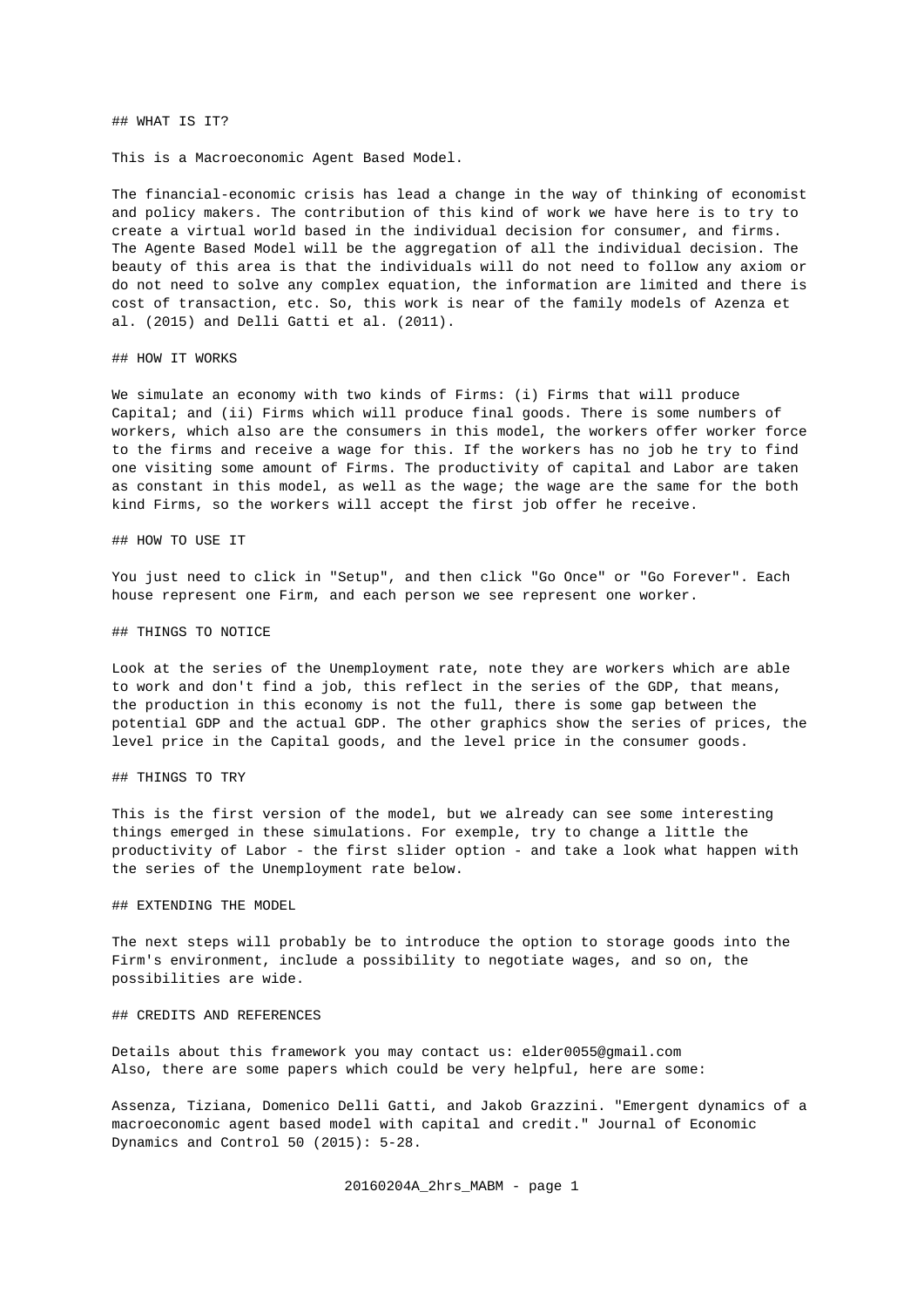## WHAT IS IT?

This is a Macroeconomic Agent Based Model.

The financial-economic crisis has lead a change in the way of thinking of economist and policy makers. The contribution of this kind of work we have here is to try to create a virtual world based in the individual decision for consumer, and firms. The Agente Based Model will be the aggregation of all the individual decision. The beauty of this area is that the individuals will do not need to follow any axiom or do not need to solve any complex equation, the information are limited and there is cost of transaction, etc. So, this work is near of the family models of Azenza et al. (2015) and Delli Gatti et al. (2011).

## HOW IT WORKS

We simulate an economy with two kinds of Firms: (i) Firms that will produce Capital; and (ii) Firms which will produce final goods. There is some numbers of workers, which also are the consumers in this model, the workers offer worker force to the firms and receive a wage for this. If the workers has no job he try to find one visiting some amount of Firms. The productivity of capital and Labor are taken as constant in this model, as well as the wage; the wage are the same for the both kind Firms, so the workers will accept the first job offer he receive.

## HOW TO USE IT

You just need to click in "Setup", and then click "Go Once" or "Go Forever". Each house represent one Firm, and each person we see represent one worker.

## THINGS TO NOTICE

Look at the series of the Unemployment rate, note they are workers which are able to work and don't find a job, this reflect in the series of the GDP, that means, the production in this economy is not the full, there is some gap between the potential GDP and the actual GDP. The other graphics show the series of prices, the level price in the Capital goods, and the level price in the consumer goods.

## THINGS TO TRY

This is the first version of the model, but we already can see some interesting things emerged in these simulations. For exemple, try to change a little the productivity of Labor - the first slider option - and take a look what happen with the series of the Unemployment rate below.

## EXTENDING THE MODEL

The next steps will probably be to introduce the option to storage goods into the Firm's environment, include a possibility to negotiate wages, and so on, the possibilities are wide.

## CREDITS AND REFERENCES

Details about this framework you may contact us: elder0055@gmail.com
Also, there are some papers which could be very helpful, here are some:

Assenza, Tiziana, Domenico Delli Gatti, and Jakob Grazzini. "Emergent dynamics of a macroeconomic agent based model with capital and credit." Journal of Economic Dynamics and Control 50 (2015): 5-28.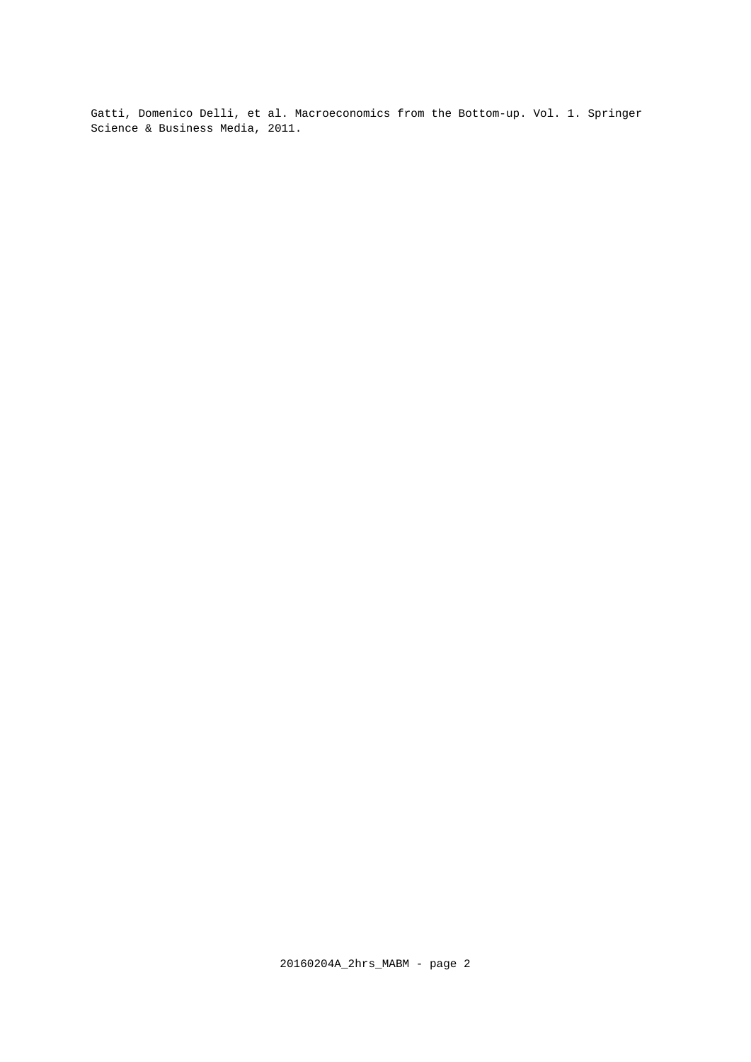Gatti, Domenico Delli, et al. Macroeconomics from the Bottom-up. Vol. 1. Springer Science & Business Media, 2011.